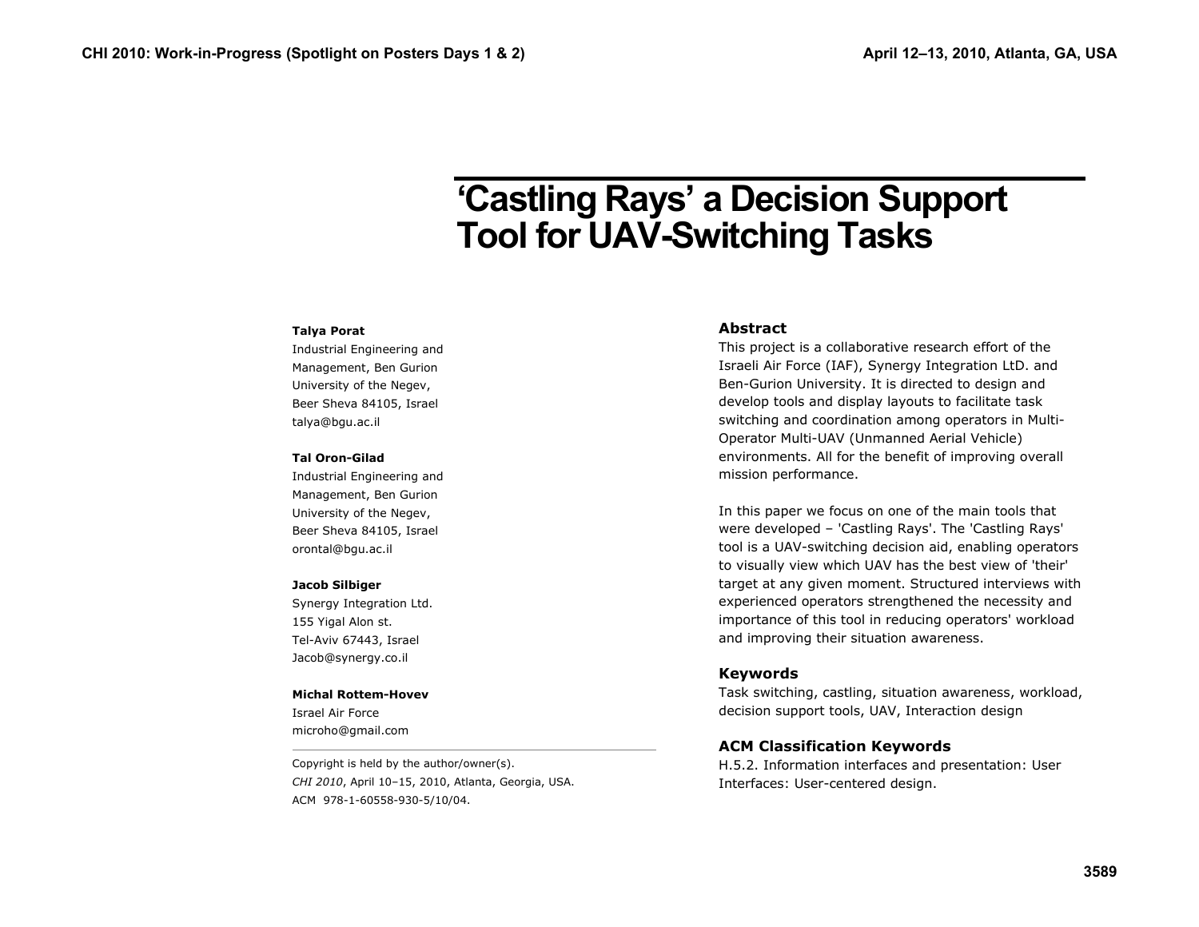# 'Castling Rays' a Decision Support Tool for UAV-Switching Tasks

**Talya Porat**
Industrial Engineering and Management, Ben Gurion University of the Negev,
Beer Sheva 84105, Israel
talya@bgu.ac.il

**Tal Oron-Gilad**
Industrial Engineering and Management, Ben Gurion University of the Negev,
Beer Sheva 84105, Israel
orontal@bgu.ac.il

**Jacob Silbiger**
Synergy Integration Ltd.
155 Yigal Alon st.
Tel-Aviv 67443, Israel
Jacob@synergy.co.il

**Michal Rottem-Hovev**
Israel Air Force
microho@gmail.com

Copyright is held by the author/owner(s).
*CHI 2010*, April 10–15, 2010, Atlanta, Georgia, USA.
ACM 978-1-60558-930-5/10/04.

## Abstract

This project is a collaborative research effort of the Israeli Air Force (IAF), Synergy Integration LtD. and Ben-Gurion University. It is directed to design and develop tools and display layouts to facilitate task switching and coordination among operators in Multi-Operator Multi-UAV (Unmanned Aerial Vehicle) environments. All for the benefit of improving overall mission performance.

In this paper we focus on one of the main tools that were developed – 'Castling Rays'. The 'Castling Rays' tool is a UAV-switching decision aid, enabling operators to visually view which UAV has the best view of 'their' target at any given moment. Structured interviews with experienced operators strengthened the necessity and importance of this tool in reducing operators' workload and improving their situation awareness.

## Keywords

Task switching, castling, situation awareness, workload, decision support tools, UAV, Interaction design

## ACM Classification Keywords

H.5.2. Information interfaces and presentation: User Interfaces: User-centered design.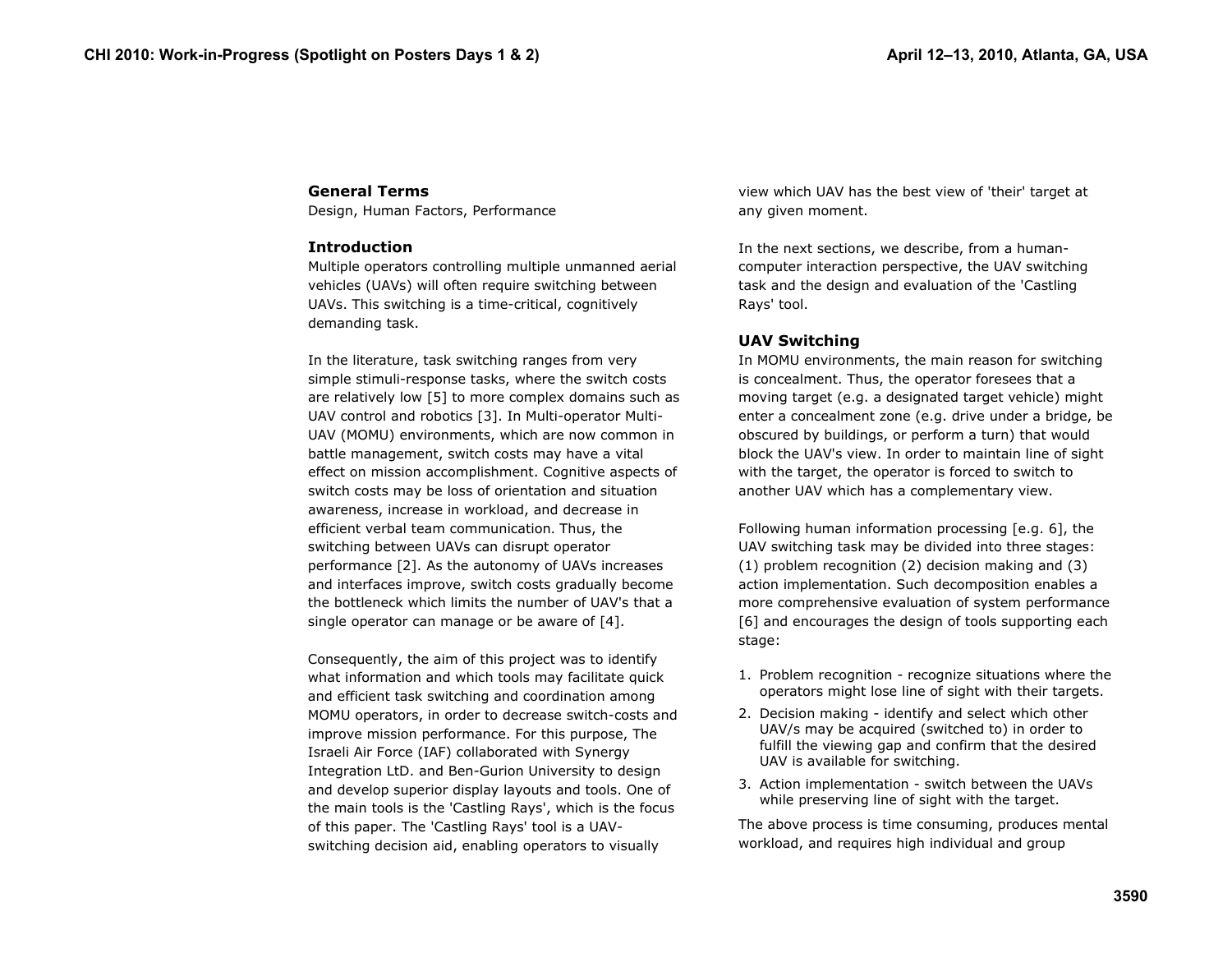### General Terms

Design, Human Factors, Performance

### Introduction

Multiple operators controlling multiple unmanned aerial vehicles (UAVs) will often require switching between UAVs. This switching is a time-critical, cognitively demanding task.

In the literature, task switching ranges from very simple stimuli-response tasks, where the switch costs are relatively low [5] to more complex domains such as UAV control and robotics [3]. In Multi-operator Multi-UAV (MOMU) environments, which are now common in battle management, switch costs may have a vital effect on mission accomplishment. Cognitive aspects of switch costs may be loss of orientation and situation awareness, increase in workload, and decrease in efficient verbal team communication. Thus, the switching between UAVs can disrupt operator performance [2]. As the autonomy of UAVs increases and interfaces improve, switch costs gradually become the bottleneck which limits the number of UAV's that a single operator can manage or be aware of [4].

Consequently, the aim of this project was to identify what information and which tools may facilitate quick and efficient task switching and coordination among MOMU operators, in order to decrease switch-costs and improve mission performance. For this purpose, The Israeli Air Force (IAF) collaborated with Synergy Integration LtD. and Ben-Gurion University to design and develop superior display layouts and tools. One of the main tools is the 'Castling Rays', which is the focus of this paper. The 'Castling Rays' tool is a UAV-switching decision aid, enabling operators to visually view which UAV has the best view of 'their' target at any given moment.

In the next sections, we describe, from a human-computer interaction perspective, the UAV switching task and the design and evaluation of the 'Castling Rays' tool.

### UAV Switching

In MOMU environments, the main reason for switching is concealment. Thus, the operator foresees that a moving target (e.g. a designated target vehicle) might enter a concealment zone (e.g. drive under a bridge, be obscured by buildings, or perform a turn) that would block the UAV's view. In order to maintain line of sight with the target, the operator is forced to switch to another UAV which has a complementary view.

Following human information processing [e.g. 6], the UAV switching task may be divided into three stages: (1) problem recognition (2) decision making and (3) action implementation. Such decomposition enables a more comprehensive evaluation of system performance [6] and encourages the design of tools supporting each stage:

1. Problem recognition - recognize situations where the operators might lose line of sight with their targets.
2. Decision making - identify and select which other UAV/s may be acquired (switched to) in order to fulfill the viewing gap and confirm that the desired UAV is available for switching.
3. Action implementation - switch between the UAVs while preserving line of sight with the target.

The above process is time consuming, produces mental workload, and requires high individual and group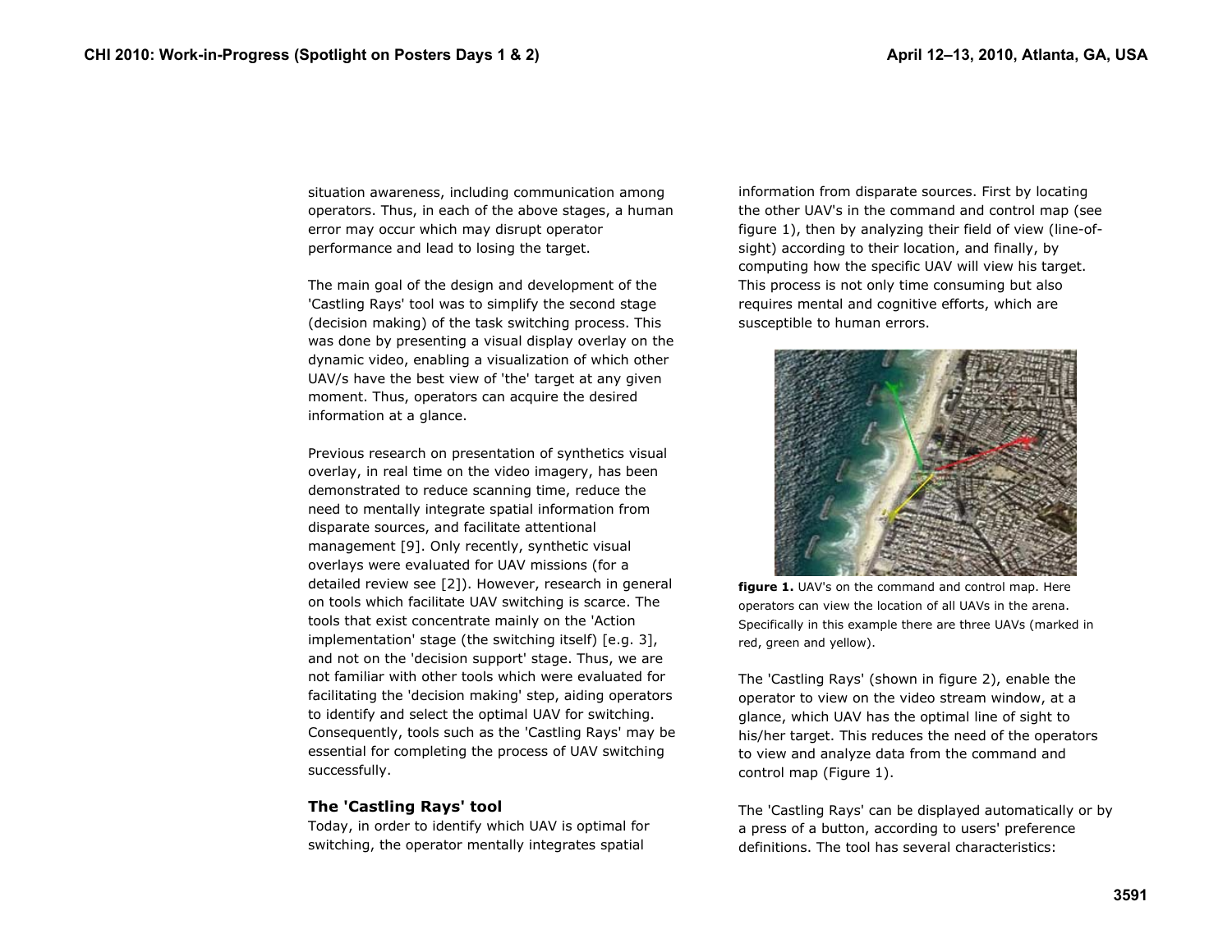situation awareness, including communication among operators. Thus, in each of the above stages, a human error may occur which may disrupt operator performance and lead to losing the target.

The main goal of the design and development of the 'Castling Rays' tool was to simplify the second stage (decision making) of the task switching process. This was done by presenting a visual display overlay on the dynamic video, enabling a visualization of which other UAV/s have the best view of 'the' target at any given moment. Thus, operators can acquire the desired information at a glance.

Previous research on presentation of synthetics visual overlay, in real time on the video imagery, has been demonstrated to reduce scanning time, reduce the need to mentally integrate spatial information from disparate sources, and facilitate attentional management [9]. Only recently, synthetic visual overlays were evaluated for UAV missions (for a detailed review see [2]). However, research in general on tools which facilitate UAV switching is scarce. The tools that exist concentrate mainly on the 'Action implementation' stage (the switching itself) [e.g. 3], and not on the 'decision support' stage. Thus, we are not familiar with other tools which were evaluated for facilitating the 'decision making' step, aiding operators to identify and select the optimal UAV for switching. Consequently, tools such as the 'Castling Rays' may be essential for completing the process of UAV switching successfully.

### The 'Castling Rays' tool

Today, in order to identify which UAV is optimal for switching, the operator mentally integrates spatial information from disparate sources. First by locating the other UAV's in the command and control map (see figure 1), then by analyzing their field of view (line-of-sight) according to their location, and finally, by computing how the specific UAV will view his target. This process is not only time consuming but also requires mental and cognitive efforts, which are susceptible to human errors.

**figure 1.** UAV's on the command and control map. Here operators can view the location of all UAVs in the arena. Specifically in this example there are three UAVs (marked in red, green and yellow).

The 'Castling Rays' (shown in figure 2), enable the operator to view on the video stream window, at a glance, which UAV has the optimal line of sight to his/her target. This reduces the need of the operators to view and analyze data from the command and control map (Figure 1).

The 'Castling Rays' can be displayed automatically or by a press of a button, according to users' preference definitions. The tool has several characteristics: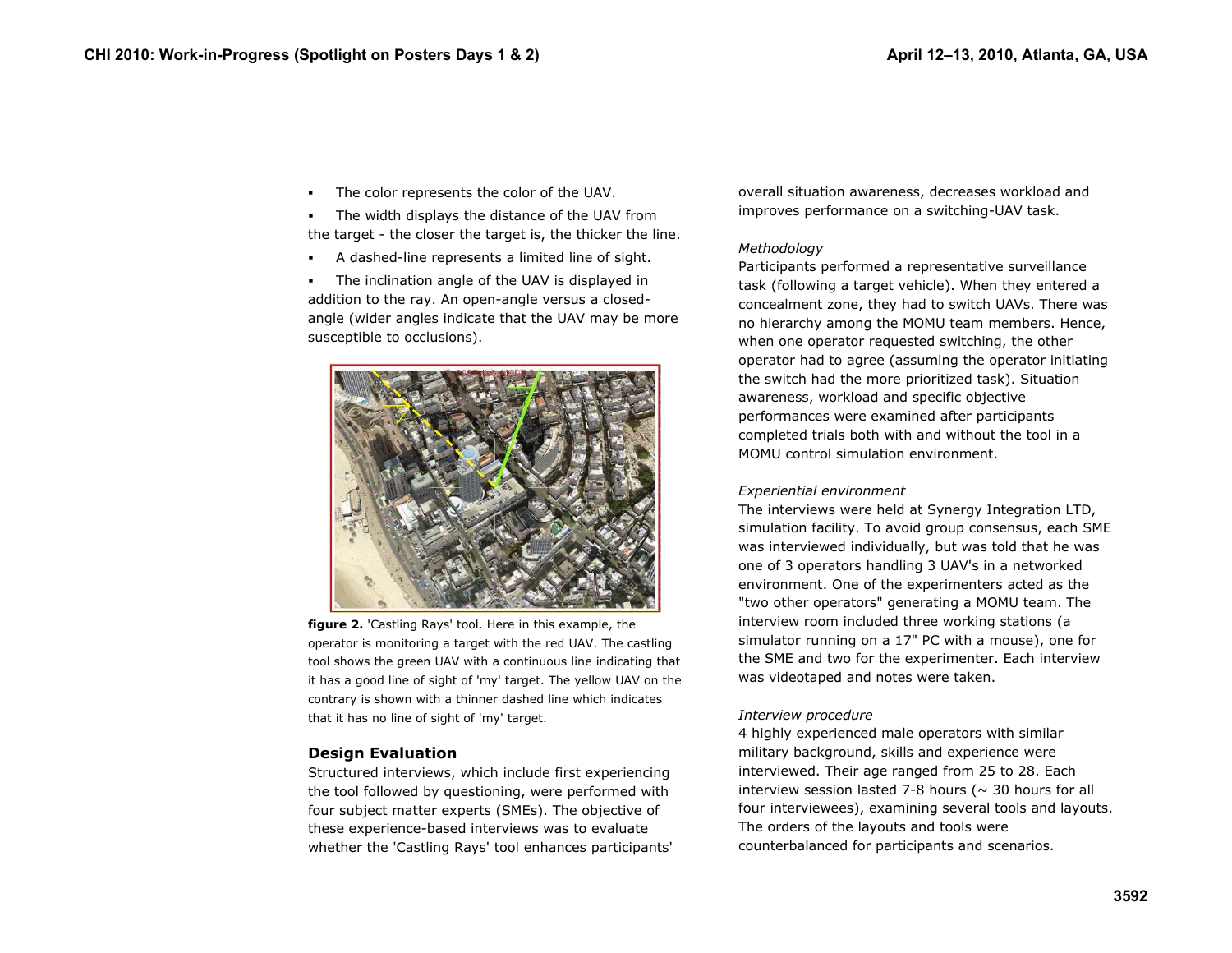- The color represents the color of the UAV.
- The width displays the distance of the UAV from the target - the closer the target is, the thicker the line.
- A dashed-line represents a limited line of sight.
- The inclination angle of the UAV is displayed in addition to the ray. An open-angle versus a closed-angle (wider angles indicate that the UAV may be more susceptible to occlusions).

**figure 2.** 'Castling Rays' tool. Here in this example, the operator is monitoring a target with the red UAV. The castling tool shows the green UAV with a continuous line indicating that it has a good line of sight of 'my' target. The yellow UAV on the contrary is shown with a thinner dashed line which indicates that it has no line of sight of 'my' target.

## Design Evaluation

Structured interviews, which include first experiencing the tool followed by questioning, were performed with four subject matter experts (SMEs). The objective of these experience-based interviews was to evaluate whether the 'Castling Rays' tool enhances participants' overall situation awareness, decreases workload and improves performance on a switching-UAV task.

*Methodology*

Participants performed a representative surveillance task (following a target vehicle). When they entered a concealment zone, they had to switch UAVs. There was no hierarchy among the MOMU team members. Hence, when one operator requested switching, the other operator had to agree (assuming the operator initiating the switch had the more prioritized task). Situation awareness, workload and specific objective performances were examined after participants completed trials both with and without the tool in a MOMU control simulation environment.

*Experiential environment*

The interviews were held at Synergy Integration LTD, simulation facility. To avoid group consensus, each SME was interviewed individually, but was told that he was one of 3 operators handling 3 UAV's in a networked environment. One of the experimenters acted as the "two other operators" generating a MOMU team. The interview room included three working stations (a simulator running on a 17" PC with a mouse), one for the SME and two for the experimenter. Each interview was videotaped and notes were taken.

*Interview procedure*

4 highly experienced male operators with similar military background, skills and experience were interviewed. Their age ranged from 25 to 28. Each interview session lasted 7-8 hours (~ 30 hours for all four interviewees), examining several tools and layouts. The orders of the layouts and tools were counterbalanced for participants and scenarios.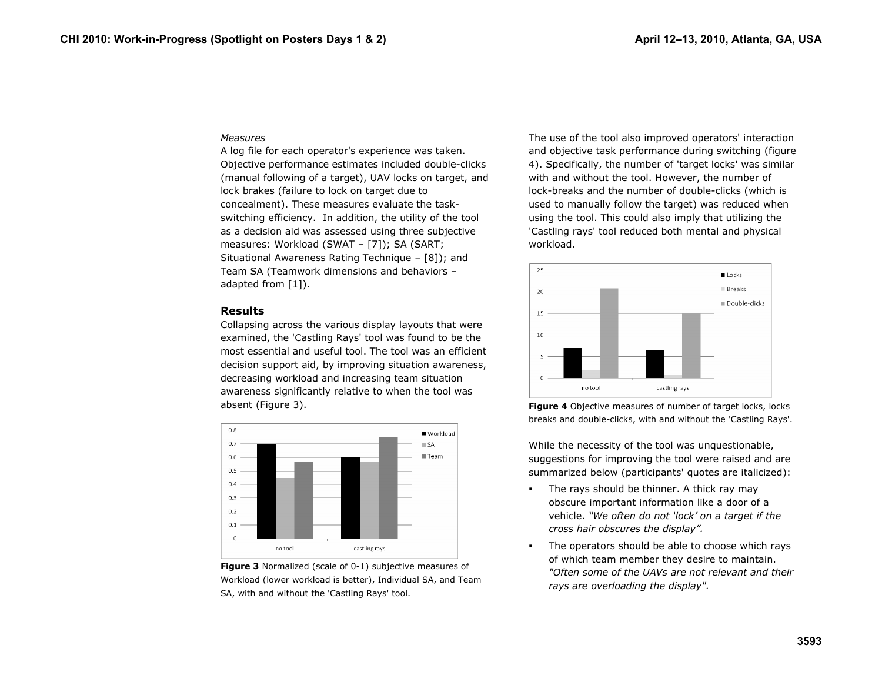*Measures*

A log file for each operator's experience was taken. Objective performance estimates included double-clicks (manual following of a target), UAV locks on target, and lock brakes (failure to lock on target due to concealment). These measures evaluate the task-switching efficiency. In addition, the utility of the tool as a decision aid was assessed using three subjective measures: Workload (SWAT – [7]); SA (SART; Situational Awareness Rating Technique – [8]); and Team SA (Teamwork dimensions and behaviors – adapted from [1]).

## Results

Collapsing across the various display layouts that were examined, the 'Castling Rays' tool was found to be the most essential and useful tool. The tool was an efficient decision support aid, by improving situation awareness, decreasing workload and increasing team situation awareness significantly relative to when the tool was absent (Figure 3).

**Figure 3** Normalized (scale of 0-1) subjective measures of Workload (lower workload is better), Individual SA, and Team SA, with and without the 'Castling Rays' tool.

The use of the tool also improved operators' interaction and objective task performance during switching (figure 4). Specifically, the number of 'target locks' was similar with and without the tool. However, the number of lock-breaks and the number of double-clicks (which is used to manually follow the target) was reduced when using the tool. This could also imply that utilizing the 'Castling rays' tool reduced both mental and physical workload.

**Figure 4** Objective measures of number of target locks, locks breaks and double-clicks, with and without the 'Castling Rays'.

While the necessity of the tool was unquestionable, suggestions for improving the tool were raised and are summarized below (participants' quotes are italicized):

- The rays should be thinner. A thick ray may obscure important information like a door of a vehicle. *"We often do not 'lock' on a target if the cross hair obscures the display".*
- The operators should be able to choose which rays of which team member they desire to maintain. *"Often some of the UAVs are not relevant and their rays are overloading the display".*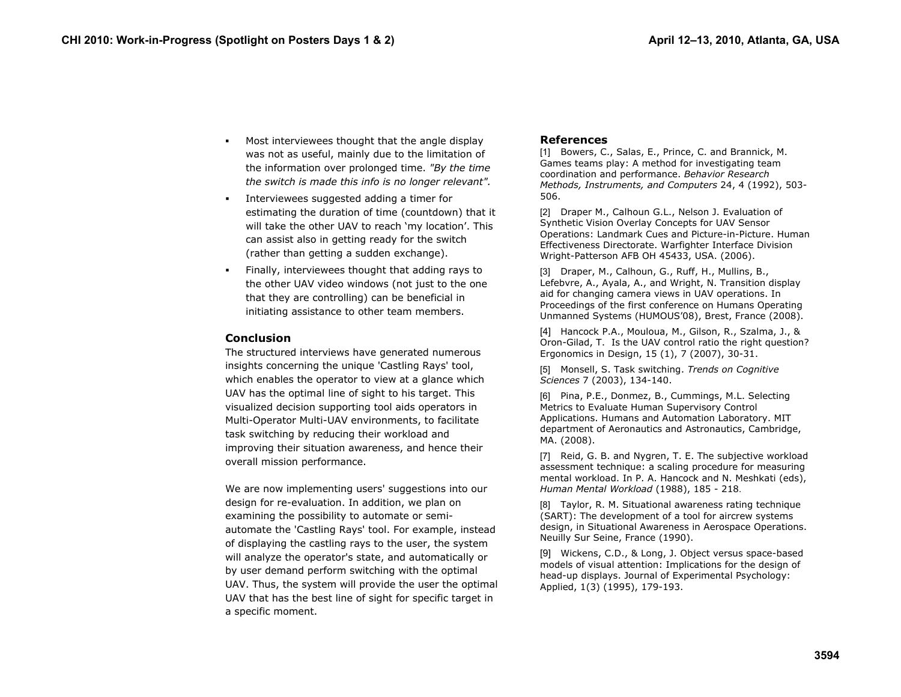- Most interviewees thought that the angle display was not as useful, mainly due to the limitation of the information over prolonged time. *"By the time the switch is made this info is no longer relevant".*
- Interviewees suggested adding a timer for estimating the duration of time (countdown) that it will take the other UAV to reach 'my location'. This can assist also in getting ready for the switch (rather than getting a sudden exchange).
- Finally, interviewees thought that adding rays to the other UAV video windows (not just to the one that they are controlling) can be beneficial in initiating assistance to other team members.

## Conclusion

The structured interviews have generated numerous insights concerning the unique 'Castling Rays' tool, which enables the operator to view at a glance which UAV has the optimal line of sight to his target. This visualized decision supporting tool aids operators in Multi-Operator Multi-UAV environments, to facilitate task switching by reducing their workload and improving their situation awareness, and hence their overall mission performance.

We are now implementing users' suggestions into our design for re-evaluation. In addition, we plan on examining the possibility to automate or semi-automate the 'Castling Rays' tool. For example, instead of displaying the castling rays to the user, the system will analyze the operator's state, and automatically or by user demand perform switching with the optimal UAV. Thus, the system will provide the user the optimal UAV that has the best line of sight for specific target in a specific moment.

## References

[1] Bowers, C., Salas, E., Prince, C. and Brannick, M. Games teams play: A method for investigating team coordination and performance. *Behavior Research Methods, Instruments, and Computers* 24, 4 (1992), 503-506.

[2] Draper M., Calhoun G.L., Nelson J. Evaluation of Synthetic Vision Overlay Concepts for UAV Sensor Operations: Landmark Cues and Picture-in-Picture. Human Effectiveness Directorate. Warfighter Interface Division Wright-Patterson AFB OH 45433, USA. (2006).

[3] Draper, M., Calhoun, G., Ruff, H., Mullins, B., Lefebvre, A., Ayala, A., and Wright, N. Transition display aid for changing camera views in UAV operations. In Proceedings of the first conference on Humans Operating Unmanned Systems (HUMOUS'08), Brest, France (2008).

[4] Hancock P.A., Mouloua, M., Gilson, R., Szalma, J., & Oron-Gilad, T. Is the UAV control ratio the right question? Ergonomics in Design, 15 (1), 7 (2007), 30-31.

[5] Monsell, S. Task switching. *Trends on Cognitive Sciences* 7 (2003), 134-140.

[6] Pina, P.E., Donmez, B., Cummings, M.L. Selecting Metrics to Evaluate Human Supervisory Control Applications. Humans and Automation Laboratory. MIT department of Aeronautics and Astronautics, Cambridge, MA. (2008).

[7] Reid, G. B. and Nygren, T. E. The subjective workload assessment technique: a scaling procedure for measuring mental workload. In P. A. Hancock and N. Meshkati (eds), *Human Mental Workload* (1988), 185 - 218.

[8] Taylor, R. M. Situational awareness rating technique (SART): The development of a tool for aircrew systems design, in Situational Awareness in Aerospace Operations. Neuilly Sur Seine, France (1990).

[9] Wickens, C.D., & Long, J. Object versus space-based models of visual attention: Implications for the design of head-up displays. Journal of Experimental Psychology: Applied, 1(3) (1995), 179-193.